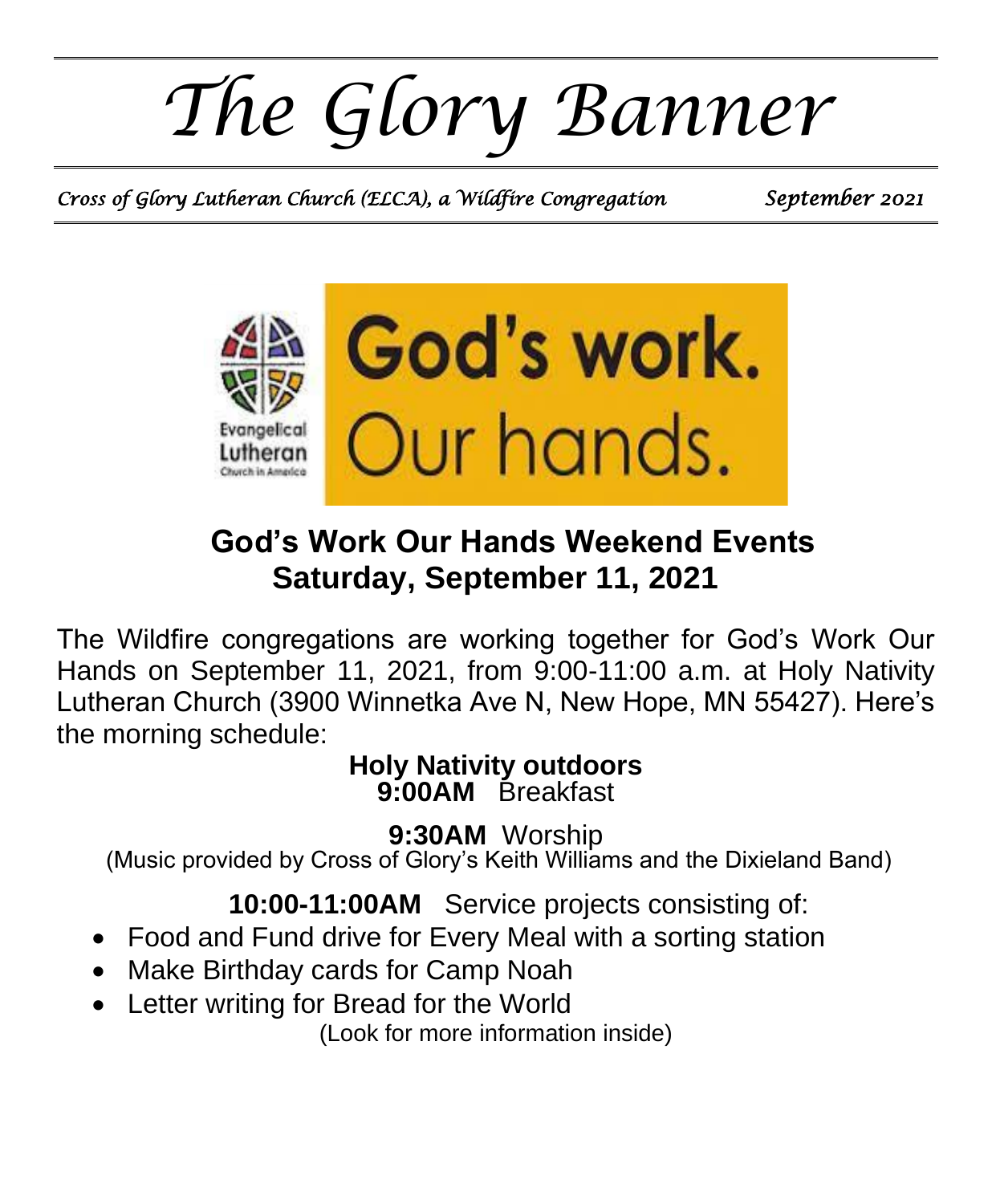# The Glory Banner

*Cross of Glory Lutheran Church (ELCA), a Wildfire Congregation* *September 2021*

Evangelical Lutheran Church in America

**God's work. Our hands.**

## God's Work Our Hands Weekend Events
## Saturday, September 11, 2021

The Wildfire congregations are working together for God's Work Our Hands on September 11, 2021, from 9:00-11:00 a.m. at Holy Nativity Lutheran Church (3900 Winnetka Ave N, New Hope, MN 55427). Here's the morning schedule:

**Holy Nativity outdoors**

**9:00AM** Breakfast

**9:30AM** Worship

(Music provided by Cross of Glory's Keith Williams and the Dixieland Band)

**10:00-11:00AM** Service projects consisting of:

- Food and Fund drive for Every Meal with a sorting station
- Make Birthday cards for Camp Noah
- Letter writing for Bread for the World

(Look for more information inside)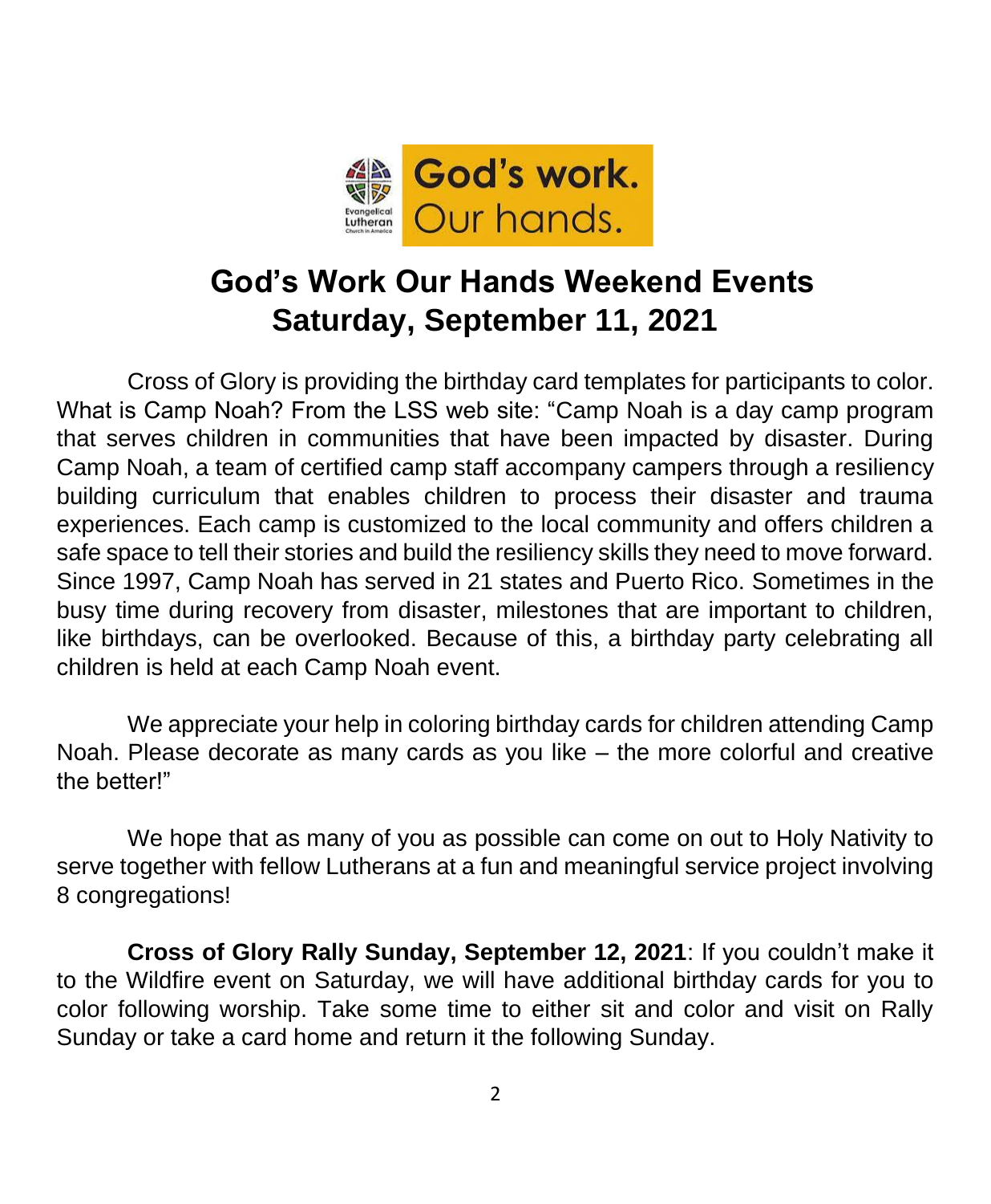# God's Work Our Hands Weekend Events
# Saturday, September 11, 2021

Cross of Glory is providing the birthday card templates for participants to color. What is Camp Noah? From the LSS web site: "Camp Noah is a day camp program that serves children in communities that have been impacted by disaster. During Camp Noah, a team of certified camp staff accompany campers through a resiliency building curriculum that enables children to process their disaster and trauma experiences. Each camp is customized to the local community and offers children a safe space to tell their stories and build the resiliency skills they need to move forward. Since 1997, Camp Noah has served in 21 states and Puerto Rico. Sometimes in the busy time during recovery from disaster, milestones that are important to children, like birthdays, can be overlooked. Because of this, a birthday party celebrating all children is held at each Camp Noah event.

We appreciate your help in coloring birthday cards for children attending Camp Noah. Please decorate as many cards as you like – the more colorful and creative the better!"

We hope that as many of you as possible can come on out to Holy Nativity to serve together with fellow Lutherans at a fun and meaningful service project involving 8 congregations!

**Cross of Glory Rally Sunday, September 12, 2021**: If you couldn't make it to the Wildfire event on Saturday, we will have additional birthday cards for you to color following worship. Take some time to either sit and color and visit on Rally Sunday or take a card home and return it the following Sunday.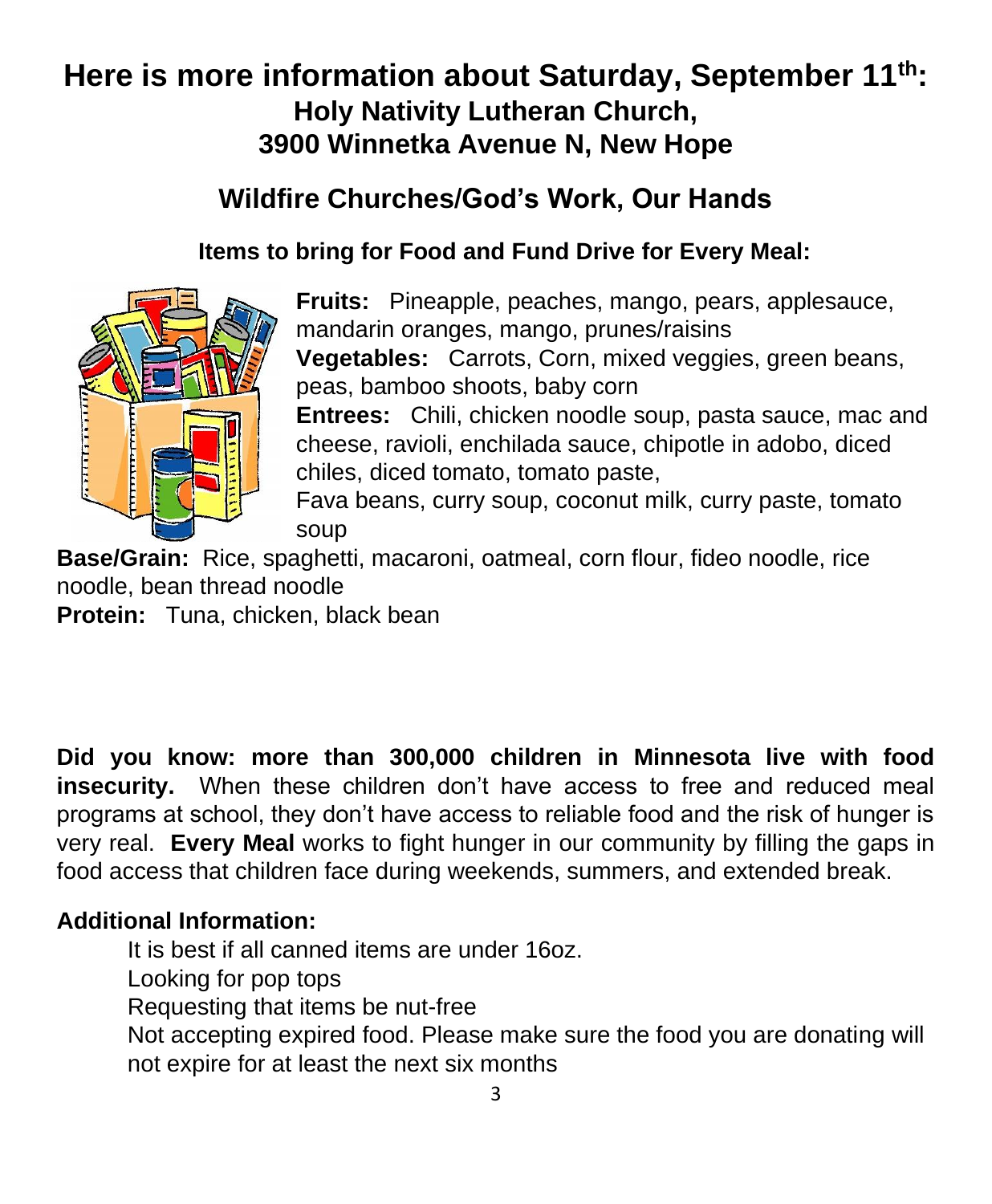# Here is more information about Saturday, September 11th:

## Holy Nativity Lutheran Church,
## 3900 Winnetka Avenue N, New Hope

## Wildfire Churches/God's Work, Our Hands

### Items to bring for Food and Fund Drive for Every Meal:

**Fruits:** Pineapple, peaches, mango, pears, applesauce, mandarin oranges, mango, prunes/raisins
**Vegetables:** Carrots, Corn, mixed veggies, green beans, peas, bamboo shoots, baby corn
**Entrees:** Chili, chicken noodle soup, pasta sauce, mac and cheese, ravioli, enchilada sauce, chipotle in adobo, diced chiles, diced tomato, tomato paste,
Fava beans, curry soup, coconut milk, curry paste, tomato soup
**Base/Grain:** Rice, spaghetti, macaroni, oatmeal, corn flour, fideo noodle, rice noodle, bean thread noodle
**Protein:** Tuna, chicken, black bean

**Did you know: more than 300,000 children in Minnesota live with food insecurity.** When these children don't have access to free and reduced meal programs at school, they don't have access to reliable food and the risk of hunger is very real. **Every Meal** works to fight hunger in our community by filling the gaps in food access that children face during weekends, summers, and extended break.

**Additional Information:**

It is best if all canned items are under 16oz.
Looking for pop tops
Requesting that items be nut-free
Not accepting expired food. Please make sure the food you are donating will not expire for at least the next six months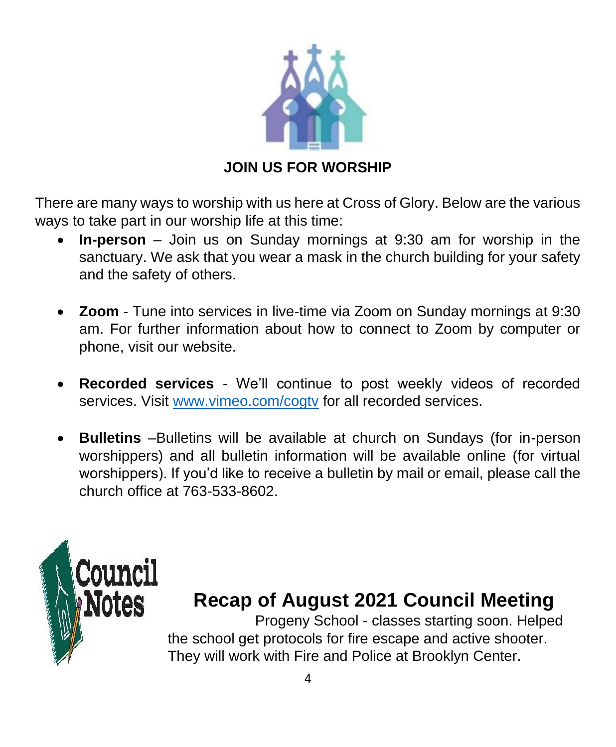## JOIN US FOR WORSHIP

There are many ways to worship with us here at Cross of Glory. Below are the various ways to take part in our worship life at this time:

- **In-person** – Join us on Sunday mornings at 9:30 am for worship in the sanctuary. We ask that you wear a mask in the church building for your safety and the safety of others.

- **Zoom** - Tune into services in live-time via Zoom on Sunday mornings at 9:30 am. For further information about how to connect to Zoom by computer or phone, visit our website.

- **Recorded services** - We'll continue to post weekly videos of recorded services. Visit www.vimeo.com/cogtv for all recorded services.

- **Bulletins** –Bulletins will be available at church on Sundays (for in-person worshippers) and all bulletin information will be available online (for virtual worshippers). If you'd like to receive a bulletin by mail or email, please call the church office at 763-533-8602.

## Recap of August 2021 Council Meeting

Progeny School - classes starting soon. Helped the school get protocols for fire escape and active shooter. They will work with Fire and Police at Brooklyn Center.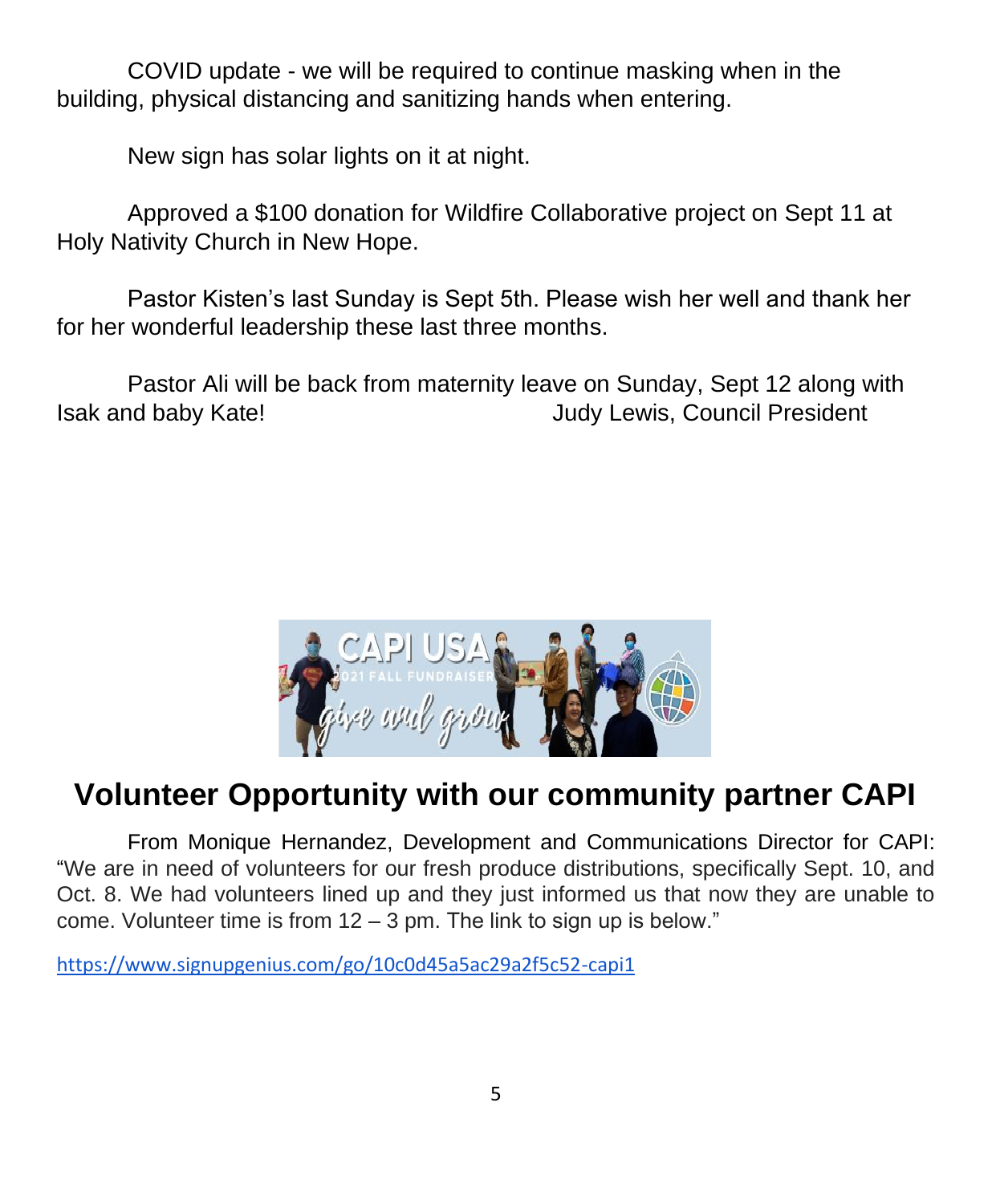COVID update - we will be required to continue masking when in the building, physical distancing and sanitizing hands when entering.

New sign has solar lights on it at night.

Approved a $100 donation for Wildfire Collaborative project on Sept 11 at Holy Nativity Church in New Hope.

Pastor Kisten's last Sunday is Sept 5th. Please wish her well and thank her for her wonderful leadership these last three months.

Pastor Ali will be back from maternity leave on Sunday, Sept 12 along with Isak and baby Kate!

Judy Lewis, Council President

## Volunteer Opportunity with our community partner CAPI

From Monique Hernandez, Development and Communications Director for CAPI: "We are in need of volunteers for our fresh produce distributions, specifically Sept. 10, and Oct. 8. We had volunteers lined up and they just informed us that now they are unable to come. Volunteer time is from 12 – 3 pm. The link to sign up is below."

https://www.signupgenius.com/go/10c0d45a5ac29a2f5c52-capi1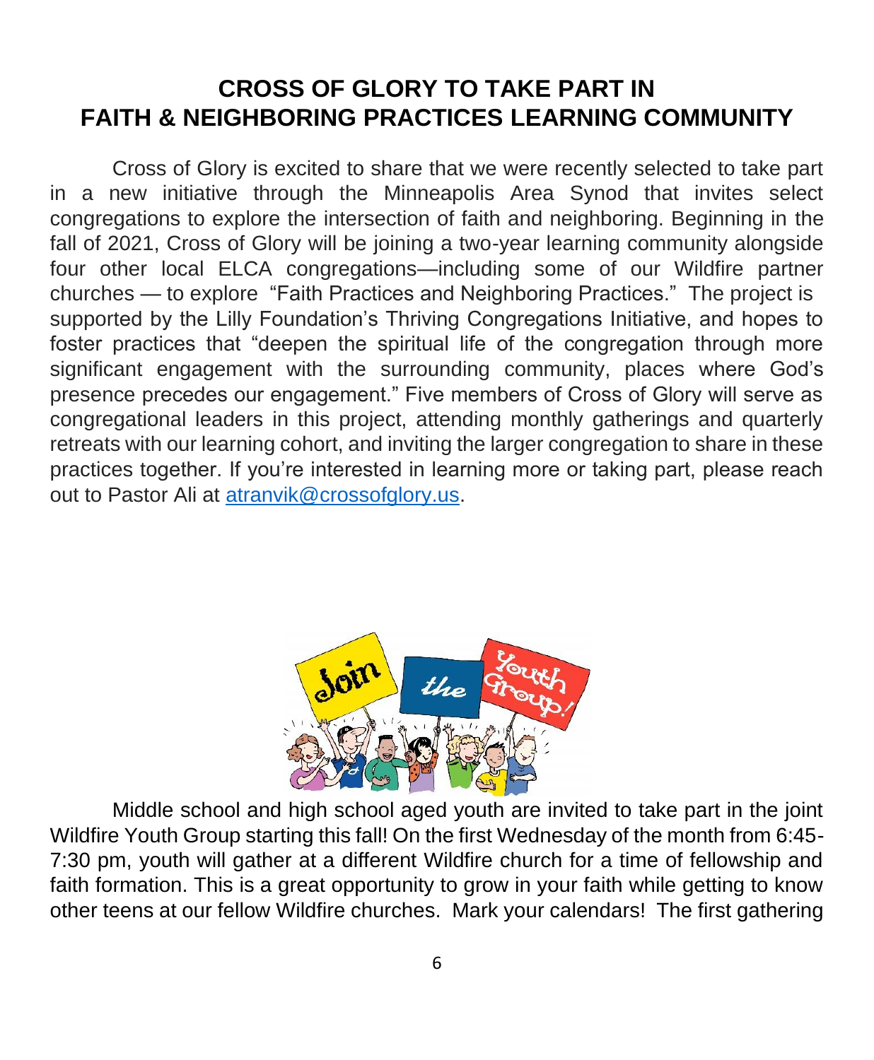# CROSS OF GLORY TO TAKE PART IN FAITH & NEIGHBORING PRACTICES LEARNING COMMUNITY

Cross of Glory is excited to share that we were recently selected to take part in a new initiative through the Minneapolis Area Synod that invites select congregations to explore the intersection of faith and neighboring. Beginning in the fall of 2021, Cross of Glory will be joining a two-year learning community alongside four other local ELCA congregations—including some of our Wildfire partner churches — to explore "Faith Practices and Neighboring Practices." The project is supported by the Lilly Foundation's Thriving Congregations Initiative, and hopes to foster practices that "deepen the spiritual life of the congregation through more significant engagement with the surrounding community, places where God's presence precedes our engagement." Five members of Cross of Glory will serve as congregational leaders in this project, attending monthly gatherings and quarterly retreats with our learning cohort, and inviting the larger congregation to share in these practices together. If you're interested in learning more or taking part, please reach out to Pastor Ali at atranvik@crossofglory.us.

Middle school and high school aged youth are invited to take part in the joint Wildfire Youth Group starting this fall! On the first Wednesday of the month from 6:45-7:30 pm, youth will gather at a different Wildfire church for a time of fellowship and faith formation. This is a great opportunity to grow in your faith while getting to know other teens at our fellow Wildfire churches. Mark your calendars! The first gathering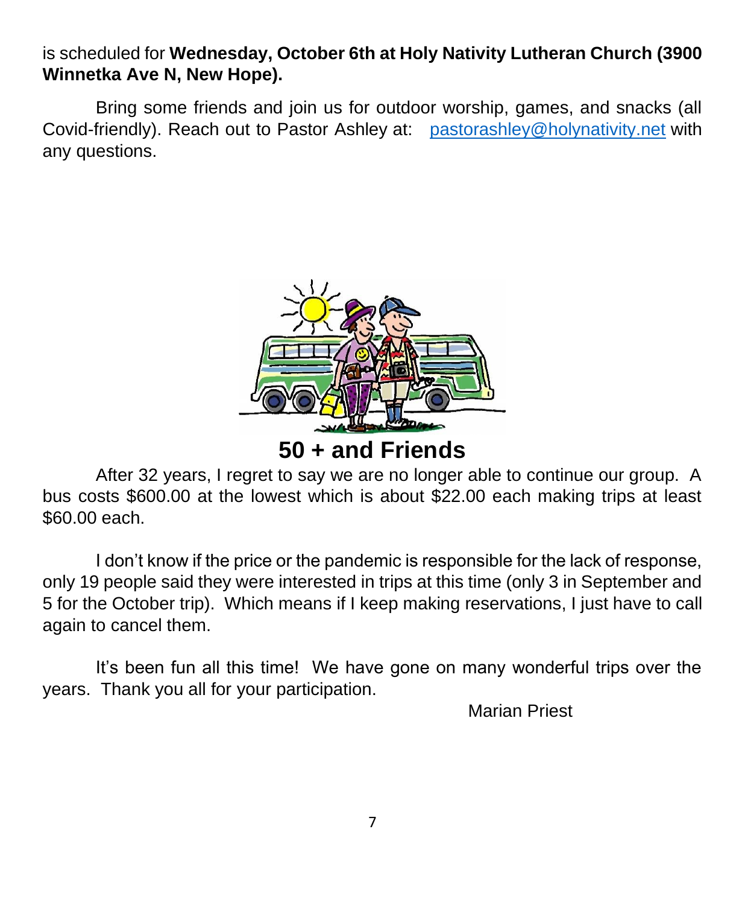is scheduled for **Wednesday, October 6th at Holy Nativity Lutheran Church (3900 Winnetka Ave N, New Hope).**

Bring some friends and join us for outdoor worship, games, and snacks (all Covid-friendly). Reach out to Pastor Ashley at: pastorashley@holynativity.net with any questions.

## 50 + and Friends

After 32 years, I regret to say we are no longer able to continue our group. A bus costs $600.00 at the lowest which is about $22.00 each making trips at least $60.00 each.

I don't know if the price or the pandemic is responsible for the lack of response, only 19 people said they were interested in trips at this time (only 3 in September and 5 for the October trip). Which means if I keep making reservations, I just have to call again to cancel them.

It's been fun all this time! We have gone on many wonderful trips over the years. Thank you all for your participation.

Marian Priest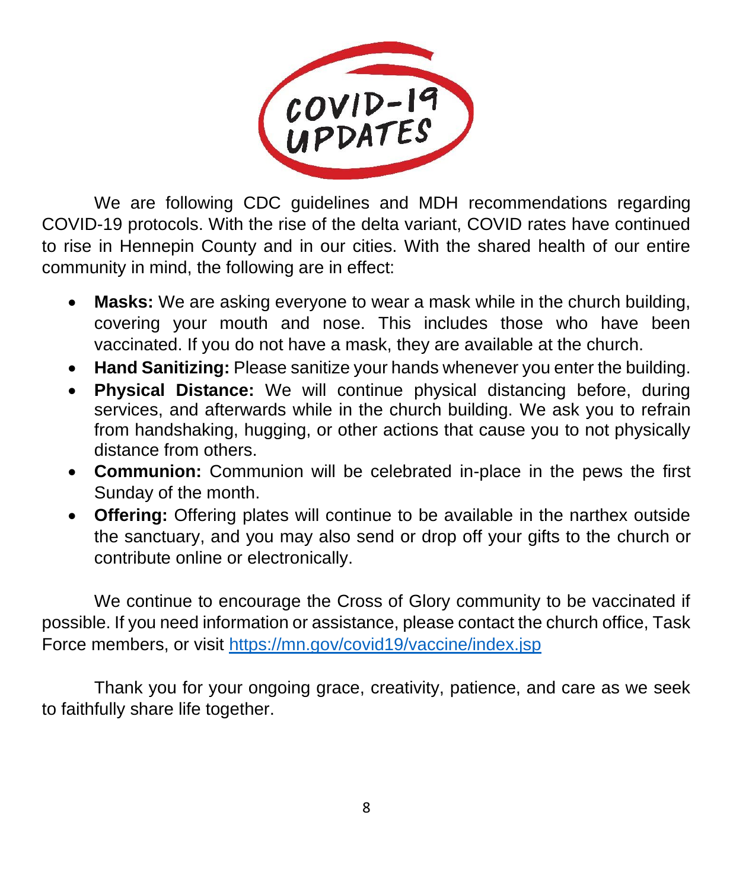# COVID-19 UPDATES

We are following CDC guidelines and MDH recommendations regarding COVID-19 protocols. With the rise of the delta variant, COVID rates have continued to rise in Hennepin County and in our cities. With the shared health of our entire community in mind, the following are in effect:

- **Masks:** We are asking everyone to wear a mask while in the church building, covering your mouth and nose. This includes those who have been vaccinated. If you do not have a mask, they are available at the church.
- **Hand Sanitizing:** Please sanitize your hands whenever you enter the building.
- **Physical Distance:** We will continue physical distancing before, during services, and afterwards while in the church building. We ask you to refrain from handshaking, hugging, or other actions that cause you to not physically distance from others.
- **Communion:** Communion will be celebrated in-place in the pews the first Sunday of the month.
- **Offering:** Offering plates will continue to be available in the narthex outside the sanctuary, and you may also send or drop off your gifts to the church or contribute online or electronically.

We continue to encourage the Cross of Glory community to be vaccinated if possible. If you need information or assistance, please contact the church office, Task Force members, or visit https://mn.gov/covid19/vaccine/index.jsp

Thank you for your ongoing grace, creativity, patience, and care as we seek to faithfully share life together.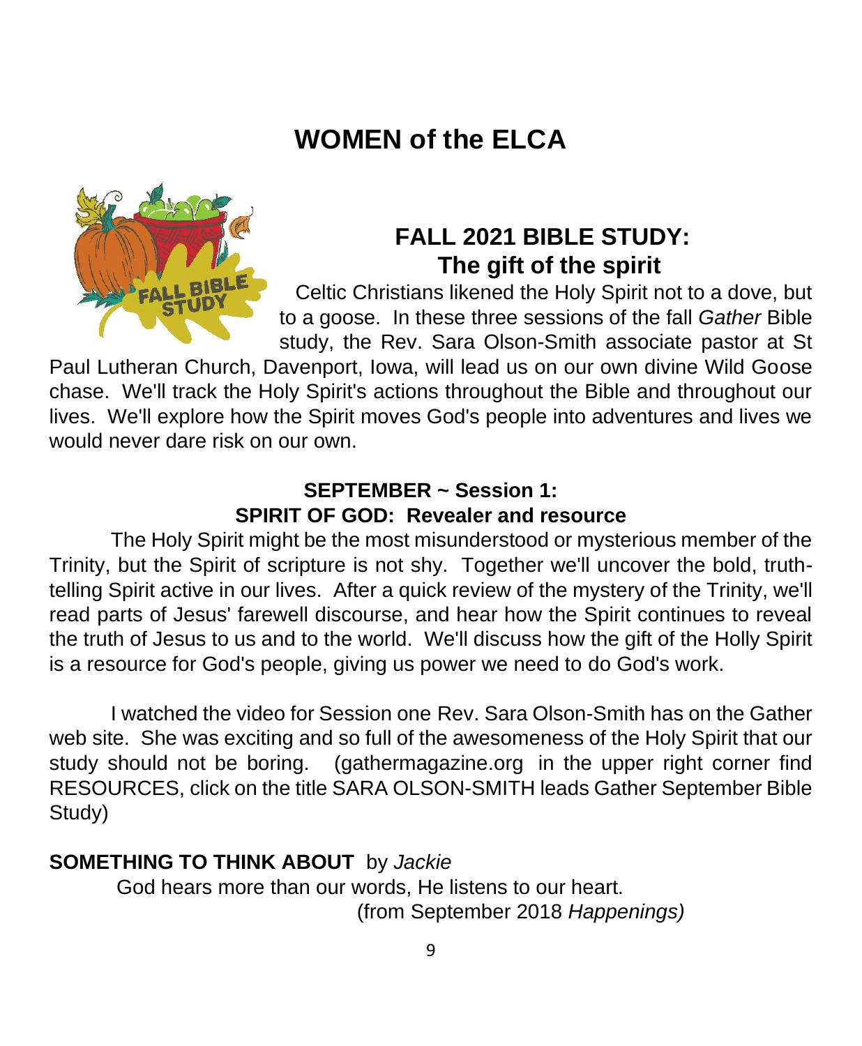# WOMEN of the ELCA

## FALL 2021 BIBLE STUDY: The gift of the spirit

Celtic Christians likened the Holy Spirit not to a dove, but to a goose. In these three sessions of the fall *Gather* Bible study, the Rev. Sara Olson-Smith associate pastor at St Paul Lutheran Church, Davenport, Iowa, will lead us on our own divine Wild Goose chase. We'll track the Holy Spirit's actions throughout the Bible and throughout our lives. We'll explore how the Spirit moves God's people into adventures and lives we would never dare risk on our own.

### SEPTEMBER ~ Session 1: SPIRIT OF GOD: Revealer and resource

The Holy Spirit might be the most misunderstood or mysterious member of the Trinity, but the Spirit of scripture is not shy. Together we'll uncover the bold, truth-telling Spirit active in our lives. After a quick review of the mystery of the Trinity, we'll read parts of Jesus' farewell discourse, and hear how the Spirit continues to reveal the truth of Jesus to us and to the world. We'll discuss how the gift of the Holly Spirit is a resource for God's people, giving us power we need to do God's work.

I watched the video for Session one Rev. Sara Olson-Smith has on the Gather web site. She was exciting and so full of the awesomeness of the Holy Spirit that our study should not be boring. (gathermagazine.org in the upper right corner find RESOURCES, click on the title SARA OLSON-SMITH leads Gather September Bible Study)

**SOMETHING TO THINK ABOUT** by *Jackie*

God hears more than our words, He listens to our heart.

(from September 2018 *Happenings)*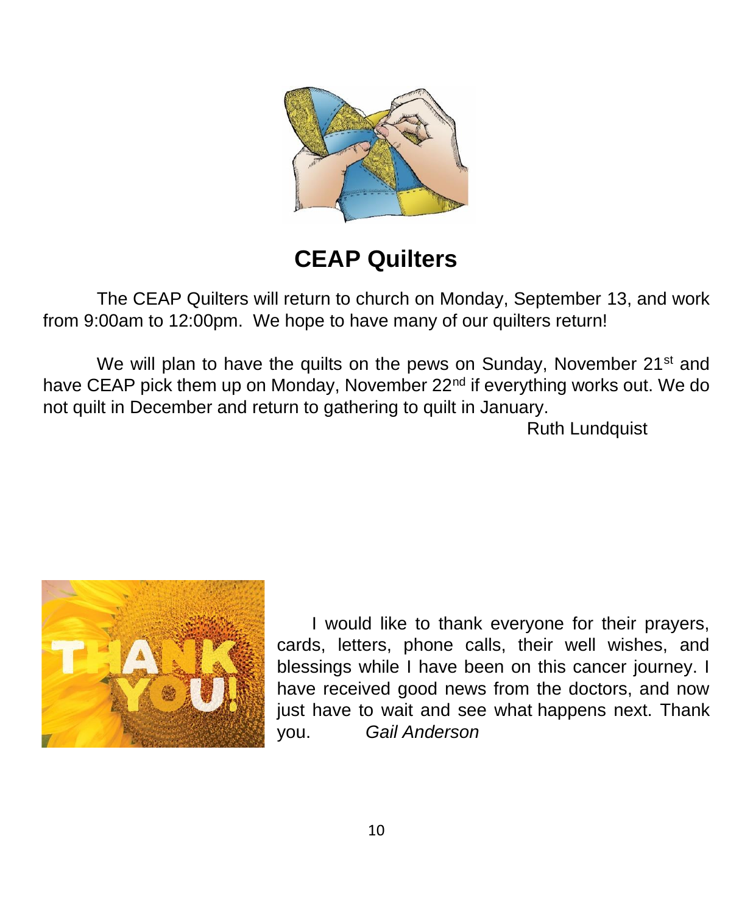# CEAP Quilters

The CEAP Quilters will return to church on Monday, September 13, and work from 9:00am to 12:00pm. We hope to have many of our quilters return!

We will plan to have the quilts on the pews on Sunday, November 21st and have CEAP pick them up on Monday, November 22nd if everything works out. We do not quilt in December and return to gathering to quilt in January.

Ruth Lundquist

I would like to thank everyone for their prayers, cards, letters, phone calls, their well wishes, and blessings while I have been on this cancer journey. I have received good news from the doctors, and now just have to wait and see what happens next. Thank you. *Gail Anderson*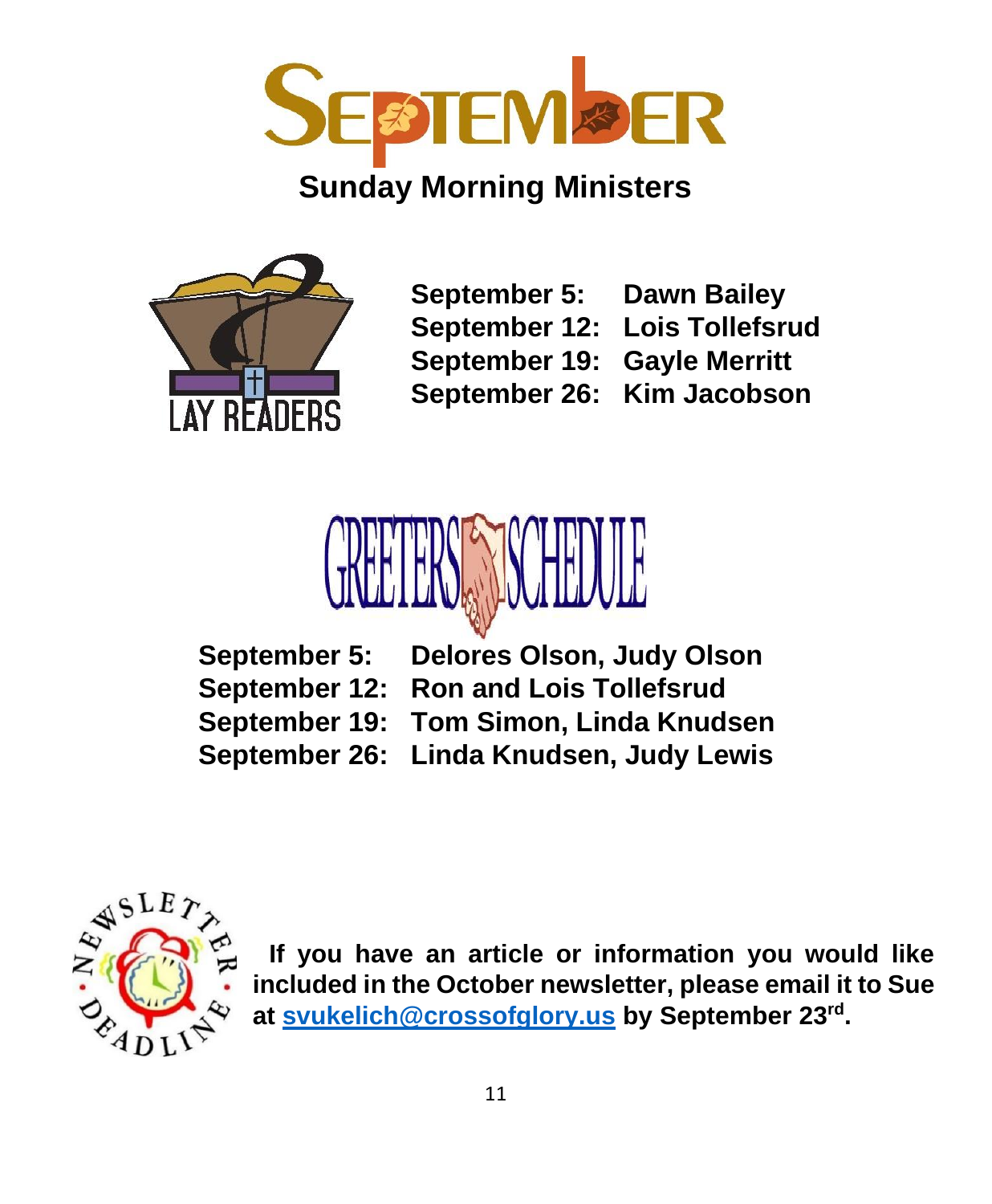# September

## Sunday Morning Ministers

### Lay Readers

**September 5:** Dawn Bailey
**September 12:** Lois Tollefsrud
**September 19:** Gayle Merritt
**September 26:** Kim Jacobson

### Greeters Schedule

**September 5:** Delores Olson, Judy Olson
**September 12:** Ron and Lois Tollefsrud
**September 19:** Tom Simon, Linda Knudsen
**September 26:** Linda Knudsen, Judy Lewis

### Newsletter Deadline

**If you have an article or information you would like included in the October newsletter, please email it to Sue at svukelich@crossofglory.us by September 23rd.**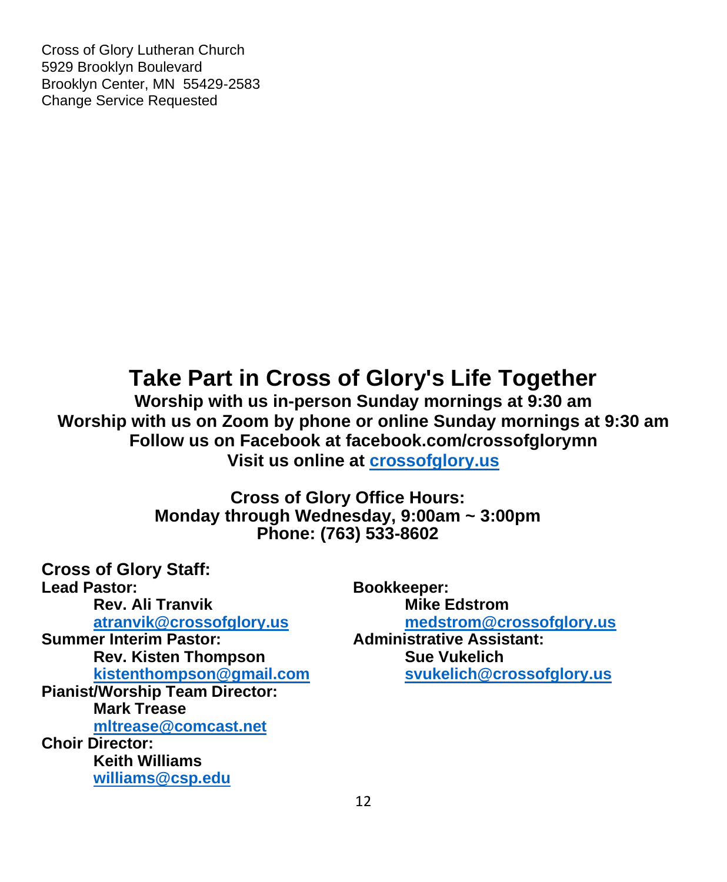Cross of Glory Lutheran Church
5929 Brooklyn Boulevard
Brooklyn Center, MN  55429-2583
Change Service Requested

# Take Part in Cross of Glory's Life Together

**Worship with us in-person Sunday mornings at 9:30 am**
**Worship with us on Zoom by phone or online Sunday mornings at 9:30 am**
**Follow us on Facebook at facebook.com/crossofglorymn**
**Visit us online at [crossofglory.us](crossofglory.us)**

**Cross of Glory Office Hours:**
**Monday through Wednesday, 9:00am ~ 3:00pm**
**Phone: (763) 533-8602**

## Cross of Glory Staff:

**Lead Pastor:**
**Rev. Ali Tranvik**
**atranvik@crossofglory.us**

**Summer Interim Pastor:**
**Rev. Kisten Thompson**
**kistenthompson@gmail.com**

**Pianist/Worship Team Director:**
**Mark Trease**
**mltrease@comcast.net**

**Choir Director:**
**Keith Williams**
**williams@csp.edu**

**Bookkeeper:**
**Mike Edstrom**
**medstrom@crossofglory.us**

**Administrative Assistant:**
**Sue Vukelich**
**svukelich@crossofglory.us**